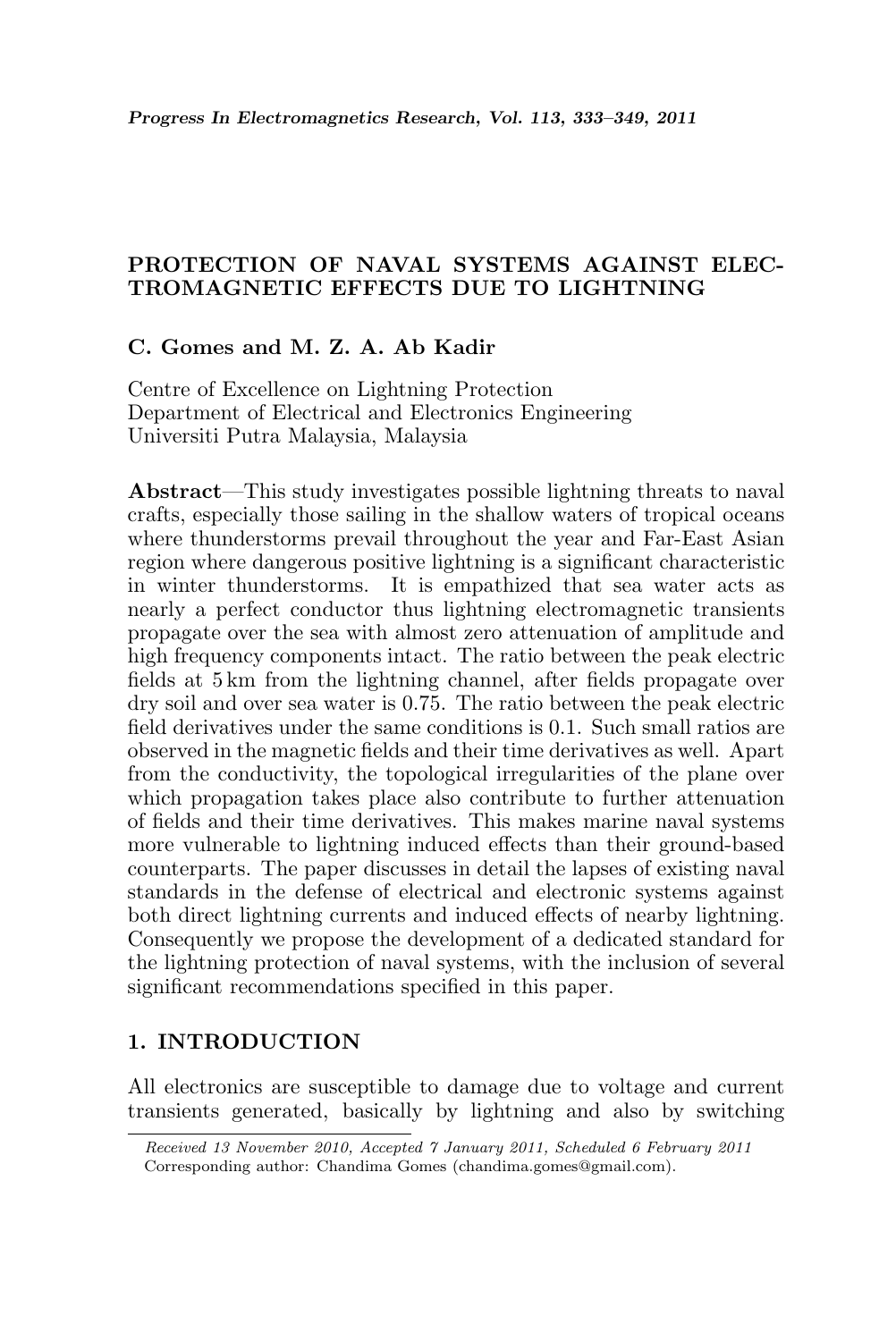# PROTECTION OF NAVAL SYSTEMS AGAINST ELECTROMAGNETIC EFFECTS DUE TO LIGHTNING

**C. Gomes and M. Z. A. Ab Kadir**

Centre of Excellence on Lightning Protection
Department of Electrical and Electronics Engineering
Universiti Putra Malaysia, Malaysia

**Abstract**—This study investigates possible lightning threats to naval crafts, especially those sailing in the shallow waters of tropical oceans where thunderstorms prevail throughout the year and Far-East Asian region where dangerous positive lightning is a significant characteristic in winter thunderstorms. It is empathized that sea water acts as nearly a perfect conductor thus lightning electromagnetic transients propagate over the sea with almost zero attenuation of amplitude and high frequency components intact. The ratio between the peak electric fields at 5 km from the lightning channel, after fields propagate over dry soil and over sea water is 0.75. The ratio between the peak electric field derivatives under the same conditions is 0.1. Such small ratios are observed in the magnetic fields and their time derivatives as well. Apart from the conductivity, the topological irregularities of the plane over which propagation takes place also contribute to further attenuation of fields and their time derivatives. This makes marine naval systems more vulnerable to lightning induced effects than their ground-based counterparts. The paper discusses in detail the lapses of existing naval standards in the defense of electrical and electronic systems against both direct lightning currents and induced effects of nearby lightning. Consequently we propose the development of a dedicated standard for the lightning protection of naval systems, with the inclusion of several significant recommendations specified in this paper.

## 1. INTRODUCTION

All electronics are susceptible to damage due to voltage and current transients generated, basically by lightning and also by switching

*Received 13 November 2010, Accepted 7 January 2011, Scheduled 6 February 2011*
Corresponding author: Chandima Gomes (chandima.gomes@gmail.com).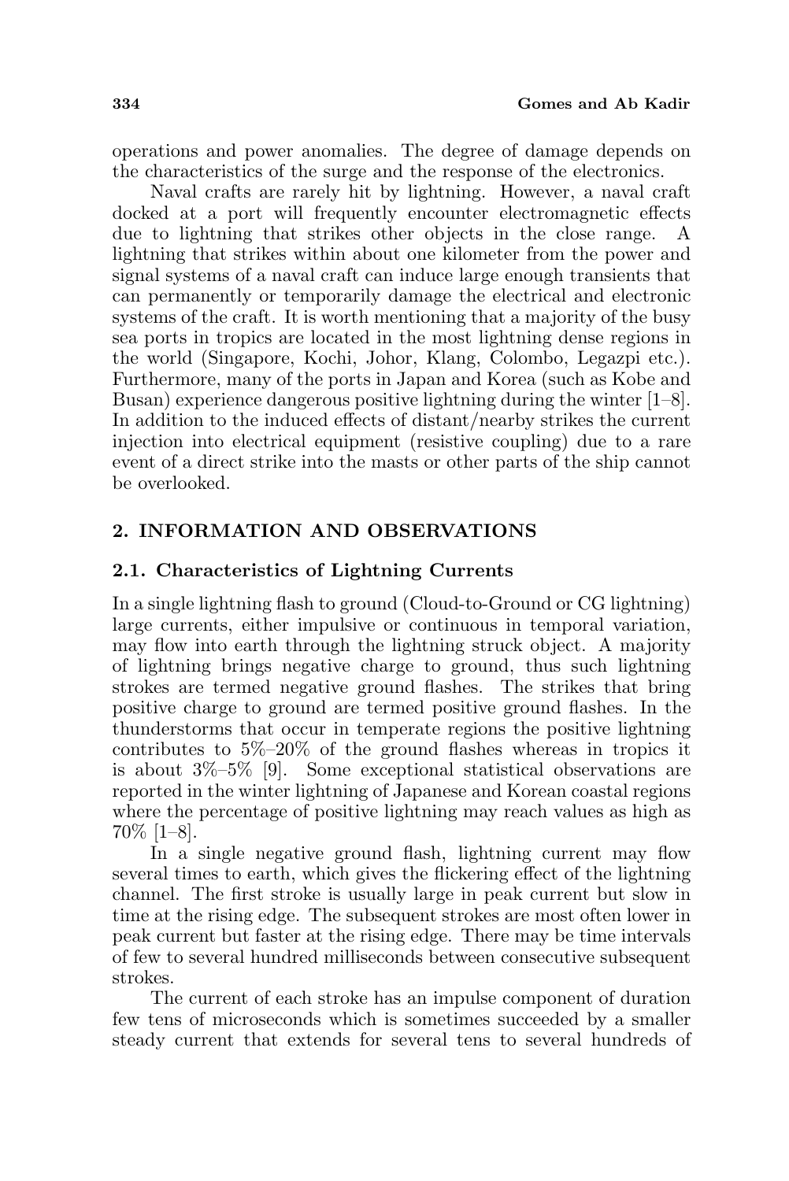operations and power anomalies. The degree of damage depends on the characteristics of the surge and the response of the electronics.

Naval crafts are rarely hit by lightning. However, a naval craft docked at a port will frequently encounter electromagnetic effects due to lightning that strikes other objects in the close range. A lightning that strikes within about one kilometer from the power and signal systems of a naval craft can induce large enough transients that can permanently or temporarily damage the electrical and electronic systems of the craft. It is worth mentioning that a majority of the busy sea ports in tropics are located in the most lightning dense regions in the world (Singapore, Kochi, Johor, Klang, Colombo, Legazpi etc.). Furthermore, many of the ports in Japan and Korea (such as Kobe and Busan) experience dangerous positive lightning during the winter [1–8]. In addition to the induced effects of distant/nearby strikes the current injection into electrical equipment (resistive coupling) due to a rare event of a direct strike into the masts or other parts of the ship cannot be overlooked.

## 2. INFORMATION AND OBSERVATIONS

### 2.1. Characteristics of Lightning Currents

In a single lightning flash to ground (Cloud-to-Ground or CG lightning) large currents, either impulsive or continuous in temporal variation, may flow into earth through the lightning struck object. A majority of lightning brings negative charge to ground, thus such lightning strokes are termed negative ground flashes. The strikes that bring positive charge to ground are termed positive ground flashes. In the thunderstorms that occur in temperate regions the positive lightning contributes to 5%–20% of the ground flashes whereas in tropics it is about 3%–5% [9]. Some exceptional statistical observations are reported in the winter lightning of Japanese and Korean coastal regions where the percentage of positive lightning may reach values as high as 70% [1–8].

In a single negative ground flash, lightning current may flow several times to earth, which gives the flickering effect of the lightning channel. The first stroke is usually large in peak current but slow in time at the rising edge. The subsequent strokes are most often lower in peak current but faster at the rising edge. There may be time intervals of few to several hundred milliseconds between consecutive subsequent strokes.

The current of each stroke has an impulse component of duration few tens of microseconds which is sometimes succeeded by a smaller steady current that extends for several tens to several hundreds of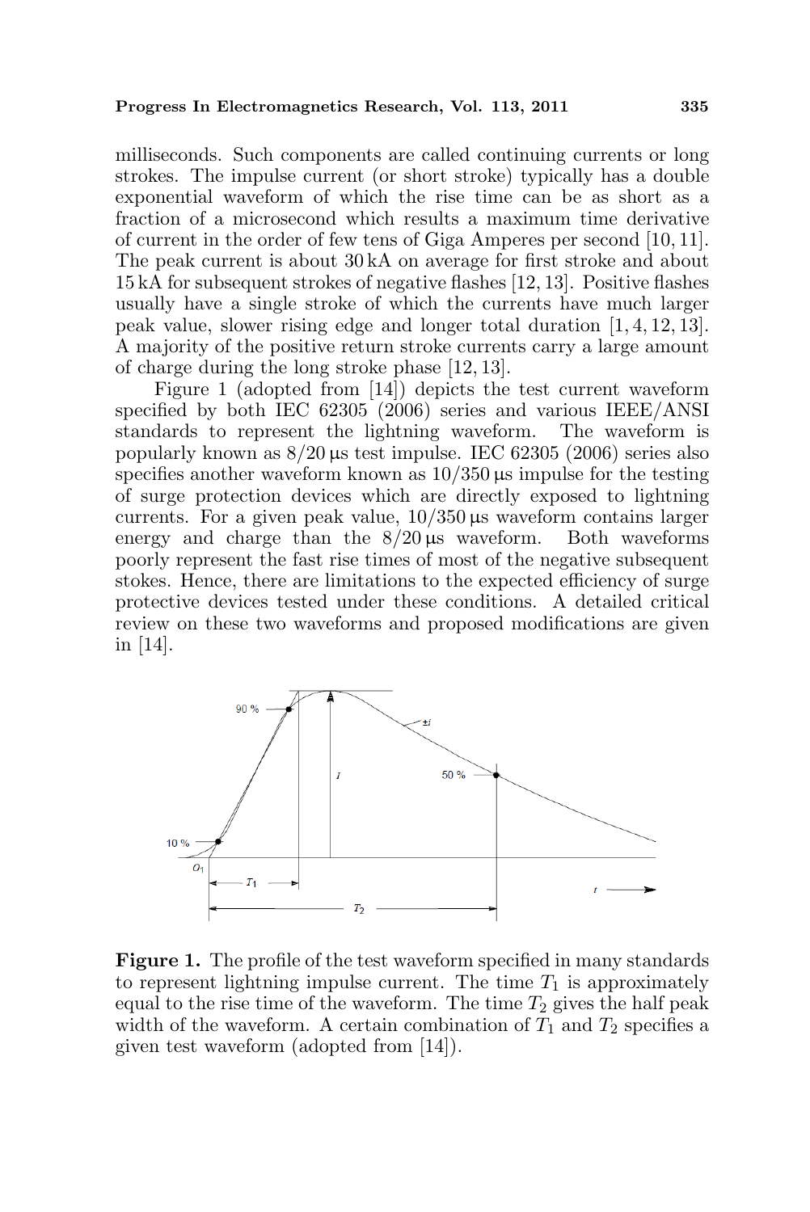milliseconds. Such components are called continuing currents or long strokes. The impulse current (or short stroke) typically has a double exponential waveform of which the rise time can be as short as a fraction of a microsecond which results a maximum time derivative of current in the order of few tens of Giga Amperes per second [10, 11]. The peak current is about 30 kA on average for first stroke and about 15 kA for subsequent strokes of negative flashes [12, 13]. Positive flashes usually have a single stroke of which the currents have much larger peak value, slower rising edge and longer total duration [1, 4, 12, 13]. A majority of the positive return stroke currents carry a large amount of charge during the long stroke phase [12, 13].

Figure 1 (adopted from [14]) depicts the test current waveform specified by both IEC 62305 (2006) series and various IEEE/ANSI standards to represent the lightning waveform. The waveform is popularly known as 8/20 µs test impulse. IEC 62305 (2006) series also specifies another waveform known as 10/350 µs impulse for the testing of surge protection devices which are directly exposed to lightning currents. For a given peak value, 10/350 µs waveform contains larger energy and charge than the 8/20 µs waveform. Both waveforms poorly represent the fast rise times of most of the negative subsequent stokes. Hence, there are limitations to the expected efficiency of surge protective devices tested under these conditions. A detailed critical review on these two waveforms and proposed modifications are given in [14].

**Figure 1.** The profile of the test waveform specified in many standards to represent lightning impulse current. The time $T_1$ is approximately equal to the rise time of the waveform. The time $T_2$ gives the half peak width of the waveform. A certain combination of $T_1$ and $T_2$ specifies a given test waveform (adopted from [14]).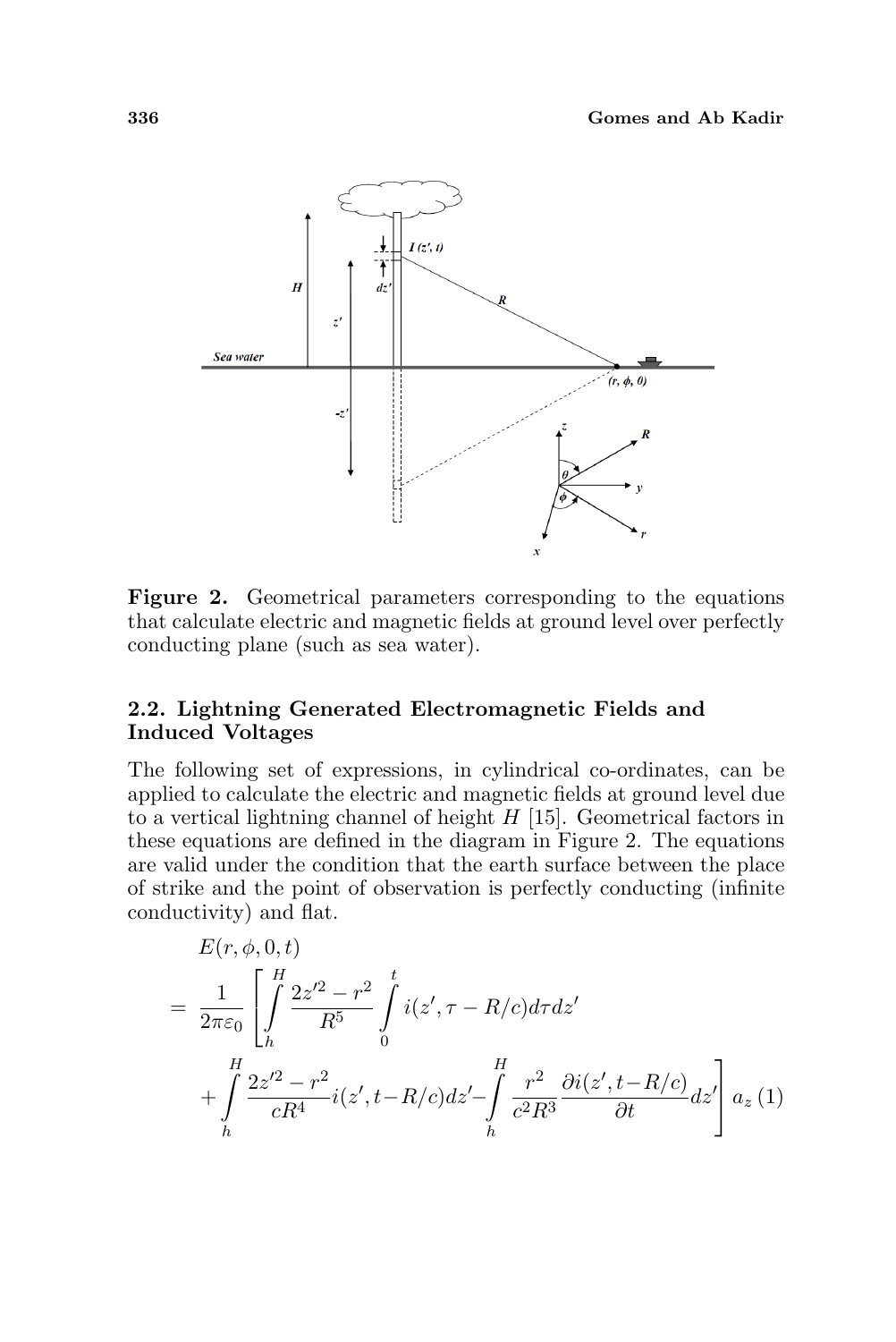**Figure 2.** Geometrical parameters corresponding to the equations that calculate electric and magnetic fields at ground level over perfectly conducting plane (such as sea water).

### 2.2. Lightning Generated Electromagnetic Fields and Induced Voltages

The following set of expressions, in cylindrical co-ordinates, can be applied to calculate the electric and magnetic fields at ground level due to a vertical lightning channel of height $H$ [15]. Geometrical factors in these equations are defined in the diagram in Figure 2. The equations are valid under the condition that the earth surface between the place of strike and the point of observation is perfectly conducting (infinite conductivity) and flat.

$$
\begin{aligned}
&E(r,\phi,0,t) \\
&= \frac{1}{2\pi\varepsilon_0}\left[\int_h^H \frac{2z'^2-r^2}{R^5}\int_0^t i(z',\tau-R/c)d\tau dz' \right. \\
&\left. + \int_h^H \frac{2z'^2-r^2}{cR^4} i(z',t-R/c)dz' - \int_h^H \frac{r^2}{c^2R^3}\frac{\partial i(z',t-R/c)}{\partial t}dz'\right] a_z \quad (1)
\end{aligned}
$$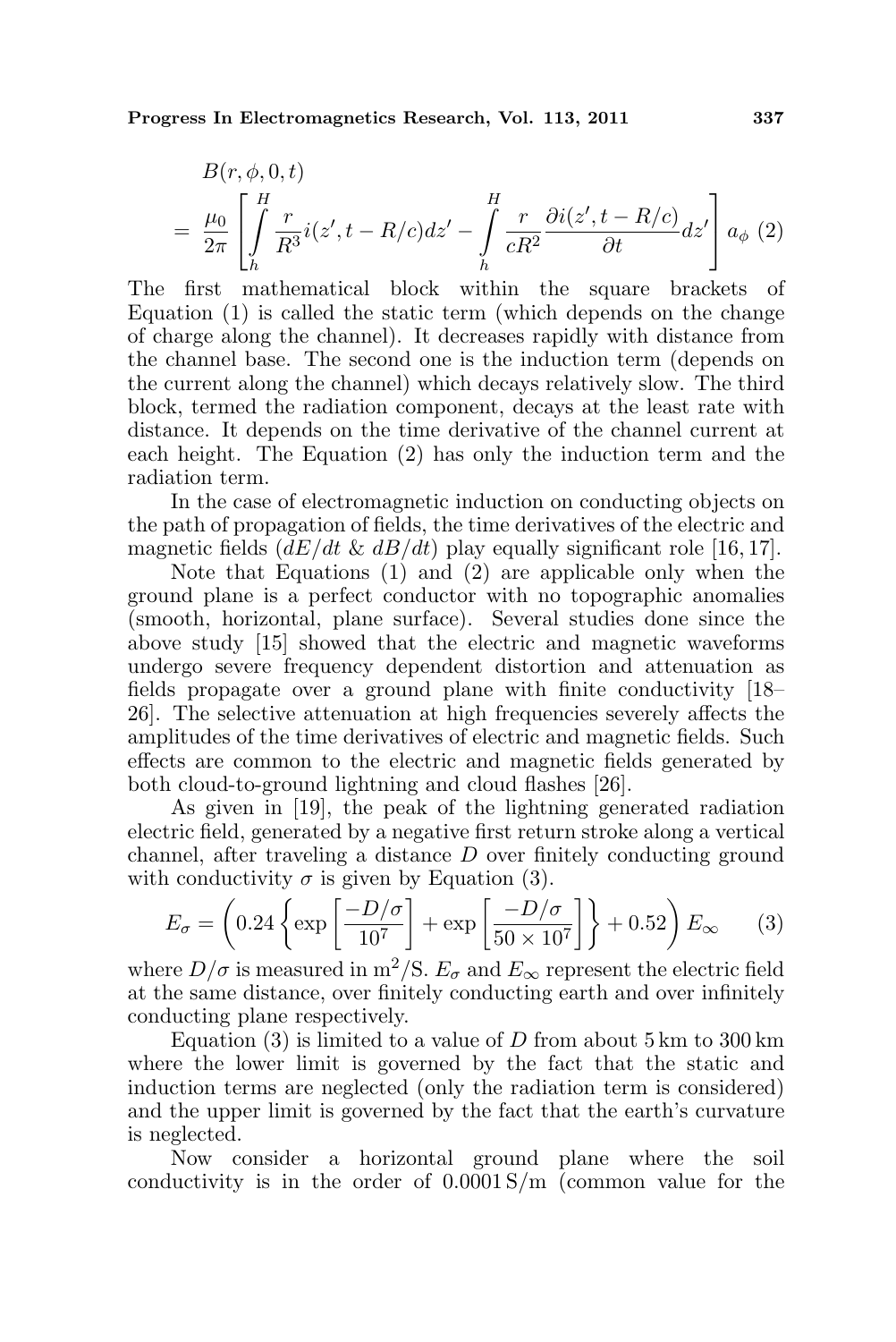$$B(r,\phi,0,t) = \frac{\mu_0}{2\pi}\left[\int_h^H \frac{r}{R^3} i(z', t-R/c)dz' - \int_h^H \frac{r}{cR^2}\frac{\partial i(z', t-R/c)}{\partial t}dz'\right] a_\phi \quad (2)$$

The first mathematical block within the square brackets of Equation (1) is called the static term (which depends on the change of charge along the channel). It decreases rapidly with distance from the channel base. The second one is the induction term (depends on the current along the channel) which decays relatively slow. The third block, termed the radiation component, decays at the least rate with distance. It depends on the time derivative of the channel current at each height. The Equation (2) has only the induction term and the radiation term.

In the case of electromagnetic induction on conducting objects on the path of propagation of fields, the time derivatives of the electric and magnetic fields ($dE/dt$ & $dB/dt$) play equally significant role [16, 17].

Note that Equations (1) and (2) are applicable only when the ground plane is a perfect conductor with no topographic anomalies (smooth, horizontal, plane surface). Several studies done since the above study [15] showed that the electric and magnetic waveforms undergo severe frequency dependent distortion and attenuation as fields propagate over a ground plane with finite conductivity [18–26]. The selective attenuation at high frequencies severely affects the amplitudes of the time derivatives of electric and magnetic fields. Such effects are common to the electric and magnetic fields generated by both cloud-to-ground lightning and cloud flashes [26].

As given in [19], the peak of the lightning generated radiation electric field, generated by a negative first return stroke along a vertical channel, after traveling a distance $D$ over finitely conducting ground with conductivity $\sigma$ is given by Equation (3).

$$E_\sigma = \left(0.24\left\{\exp\left[\frac{-D/\sigma}{10^7}\right] + \exp\left[\frac{-D/\sigma}{50\times10^7}\right]\right\} + 0.52\right)E_\infty \quad (3)$$

where $D/\sigma$ is measured in $\mathrm{m^2/S}$. $E_\sigma$ and $E_\infty$ represent the electric field at the same distance, over finitely conducting earth and over infinitely conducting plane respectively.

Equation (3) is limited to a value of $D$ from about 5 km to 300 km where the lower limit is governed by the fact that the static and induction terms are neglected (only the radiation term is considered) and the upper limit is governed by the fact that the earth's curvature is neglected.

Now consider a horizontal ground plane where the soil conductivity is in the order of 0.0001 S/m (common value for the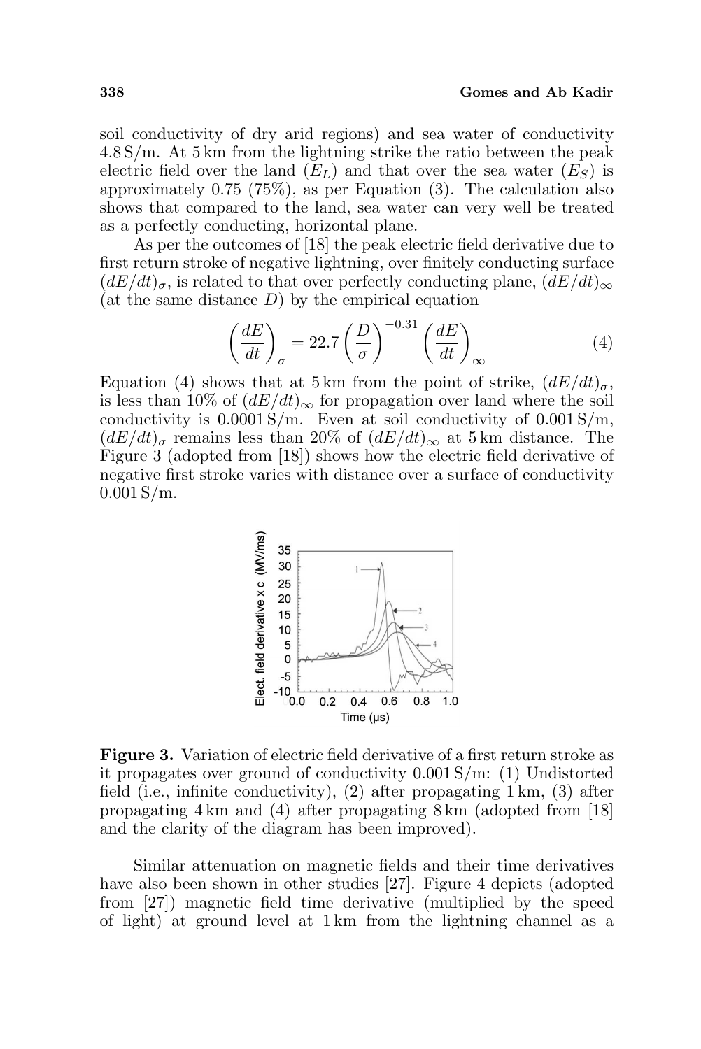soil conductivity of dry arid regions) and sea water of conductivity 4.8 S/m. At 5 km from the lightning strike the ratio between the peak electric field over the land ($E_L$) and that over the sea water ($E_S$) is approximately 0.75 (75%), as per Equation (3). The calculation also shows that compared to the land, sea water can very well be treated as a perfectly conducting, horizontal plane.

As per the outcomes of [18] the peak electric field derivative due to first return stroke of negative lightning, over finitely conducting surface $(dE/dt)_\sigma$, is related to that over perfectly conducting plane, $(dE/dt)_\infty$ (at the same distance $D$) by the empirical equation

$$\left(\frac{dE}{dt}\right)_\sigma = 22.7\left(\frac{D}{\sigma}\right)^{-0.31}\left(\frac{dE}{dt}\right)_\infty \tag{4}$$

Equation (4) shows that at 5 km from the point of strike, $(dE/dt)_\sigma$, is less than 10% of $(dE/dt)_\infty$ for propagation over land where the soil conductivity is 0.0001 S/m. Even at soil conductivity of 0.001 S/m, $(dE/dt)_\sigma$ remains less than 20% of $(dE/dt)_\infty$ at 5 km distance. The Figure 3 (adopted from [18]) shows how the electric field derivative of negative first stroke varies with distance over a surface of conductivity 0.001 S/m.

**Figure 3.** Variation of electric field derivative of a first return stroke as it propagates over ground of conductivity 0.001 S/m: (1) Undistorted field (i.e., infinite conductivity), (2) after propagating 1 km, (3) after propagating 4 km and (4) after propagating 8 km (adopted from [18] and the clarity of the diagram has been improved).

Similar attenuation on magnetic fields and their time derivatives have also been shown in other studies [27]. Figure 4 depicts (adopted from [27]) magnetic field time derivative (multiplied by the speed of light) at ground level at 1 km from the lightning channel as a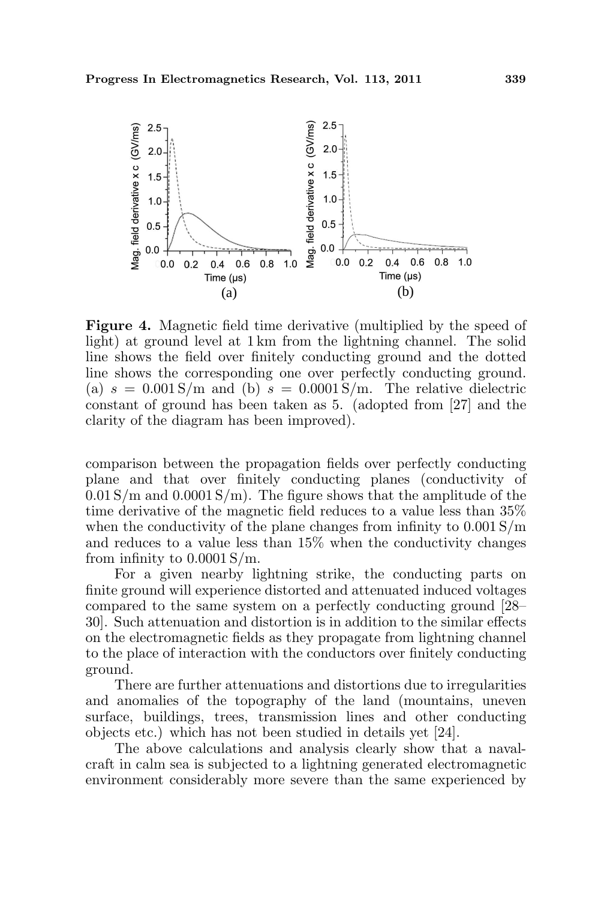**Figure 4.** Magnetic field time derivative (multiplied by the speed of light) at ground level at 1 km from the lightning channel. The solid line shows the field over finitely conducting ground and the dotted line shows the corresponding one over perfectly conducting ground. (a) $s = 0.001\,\mathrm{S/m}$ and (b) $s = 0.0001\,\mathrm{S/m}$. The relative dielectric constant of ground has been taken as 5. (adopted from [27] and the clarity of the diagram has been improved).

comparison between the propagation fields over perfectly conducting plane and that over finitely conducting planes (conductivity of $0.01\,\mathrm{S/m}$ and $0.0001\,\mathrm{S/m}$). The figure shows that the amplitude of the time derivative of the magnetic field reduces to a value less than 35% when the conductivity of the plane changes from infinity to $0.001\,\mathrm{S/m}$ and reduces to a value less than 15% when the conductivity changes from infinity to $0.0001\,\mathrm{S/m}$.

For a given nearby lightning strike, the conducting parts on finite ground will experience distorted and attenuated induced voltages compared to the same system on a perfectly conducting ground [28–30]. Such attenuation and distortion is in addition to the similar effects on the electromagnetic fields as they propagate from lightning channel to the place of interaction with the conductors over finitely conducting ground.

There are further attenuations and distortions due to irregularities and anomalies of the topography of the land (mountains, uneven surface, buildings, trees, transmission lines and other conducting objects etc.) which has not been studied in details yet [24].

The above calculations and analysis clearly show that a naval-craft in calm sea is subjected to a lightning generated electromagnetic environment considerably more severe than the same experienced by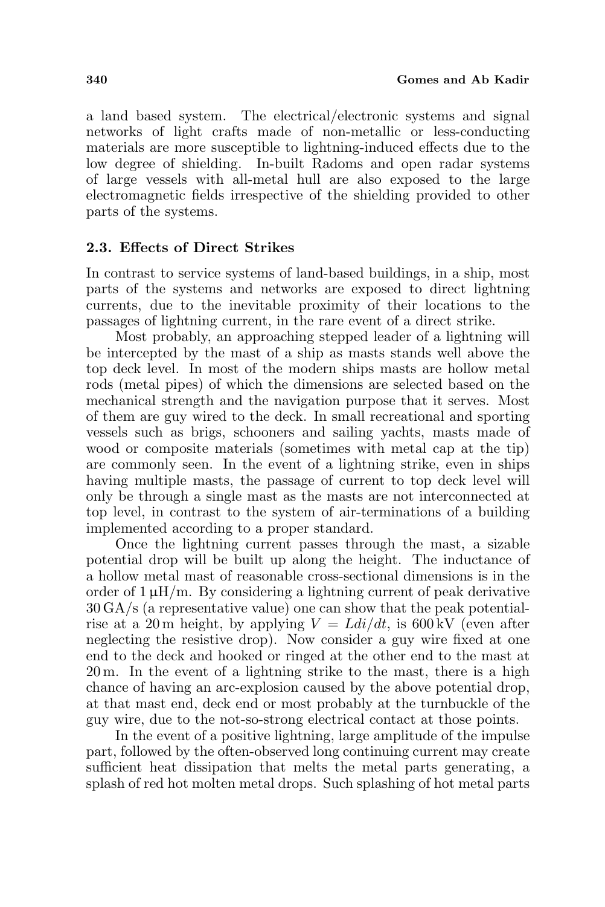a land based system. The electrical/electronic systems and signal networks of light crafts made of non-metallic or less-conducting materials are more susceptible to lightning-induced effects due to the low degree of shielding. In-built Radoms and open radar systems of large vessels with all-metal hull are also exposed to the large electromagnetic fields irrespective of the shielding provided to other parts of the systems.

### 2.3. Effects of Direct Strikes

In contrast to service systems of land-based buildings, in a ship, most parts of the systems and networks are exposed to direct lightning currents, due to the inevitable proximity of their locations to the passages of lightning current, in the rare event of a direct strike.

Most probably, an approaching stepped leader of a lightning will be intercepted by the mast of a ship as masts stands well above the top deck level. In most of the modern ships masts are hollow metal rods (metal pipes) of which the dimensions are selected based on the mechanical strength and the navigation purpose that it serves. Most of them are guy wired to the deck. In small recreational and sporting vessels such as brigs, schooners and sailing yachts, masts made of wood or composite materials (sometimes with metal cap at the tip) are commonly seen. In the event of a lightning strike, even in ships having multiple masts, the passage of current to top deck level will only be through a single mast as the masts are not interconnected at top level, in contrast to the system of air-terminations of a building implemented according to a proper standard.

Once the lightning current passes through the mast, a sizable potential drop will be built up along the height. The inductance of a hollow metal mast of reasonable cross-sectional dimensions is in the order of $1\,\mu\text{H/m}$. By considering a lightning current of peak derivative 30 GA/s (a representative value) one can show that the peak potential-rise at a 20 m height, by applying $V = Ldi/dt$, is 600 kV (even after neglecting the resistive drop). Now consider a guy wire fixed at one end to the deck and hooked or ringed at the other end to the mast at 20 m. In the event of a lightning strike to the mast, there is a high chance of having an arc-explosion caused by the above potential drop, at that mast end, deck end or most probably at the turnbuckle of the guy wire, due to the not-so-strong electrical contact at those points.

In the event of a positive lightning, large amplitude of the impulse part, followed by the often-observed long continuing current may create sufficient heat dissipation that melts the metal parts generating, a splash of red hot molten metal drops. Such splashing of hot metal parts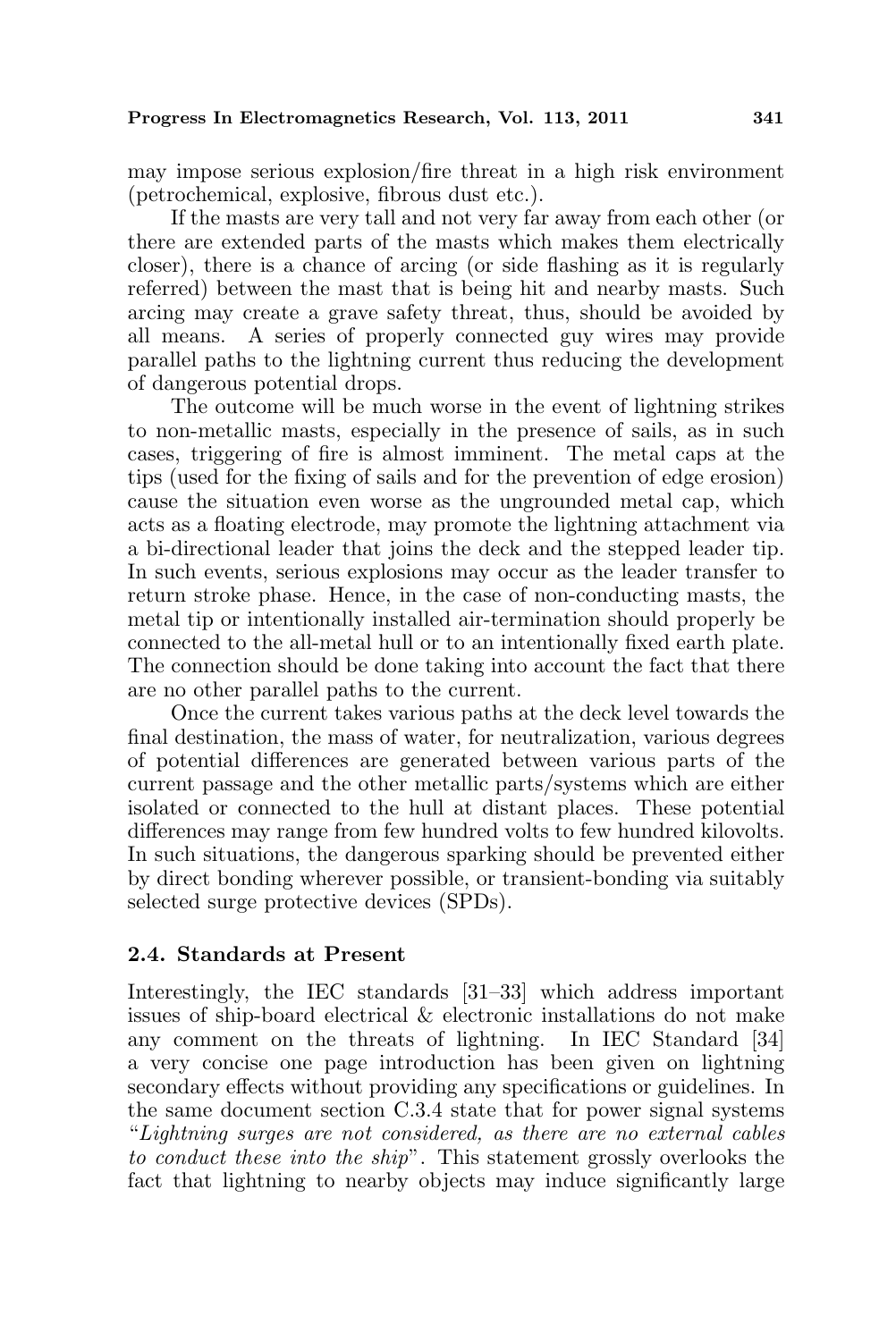may impose serious explosion/fire threat in a high risk environment (petrochemical, explosive, fibrous dust etc.).

If the masts are very tall and not very far away from each other (or there are extended parts of the masts which makes them electrically closer), there is a chance of arcing (or side flashing as it is regularly referred) between the mast that is being hit and nearby masts. Such arcing may create a grave safety threat, thus, should be avoided by all means. A series of properly connected guy wires may provide parallel paths to the lightning current thus reducing the development of dangerous potential drops.

The outcome will be much worse in the event of lightning strikes to non-metallic masts, especially in the presence of sails, as in such cases, triggering of fire is almost imminent. The metal caps at the tips (used for the fixing of sails and for the prevention of edge erosion) cause the situation even worse as the ungrounded metal cap, which acts as a floating electrode, may promote the lightning attachment via a bi-directional leader that joins the deck and the stepped leader tip. In such events, serious explosions may occur as the leader transfer to return stroke phase. Hence, in the case of non-conducting masts, the metal tip or intentionally installed air-termination should properly be connected to the all-metal hull or to an intentionally fixed earth plate. The connection should be done taking into account the fact that there are no other parallel paths to the current.

Once the current takes various paths at the deck level towards the final destination, the mass of water, for neutralization, various degrees of potential differences are generated between various parts of the current passage and the other metallic parts/systems which are either isolated or connected to the hull at distant places. These potential differences may range from few hundred volts to few hundred kilovolts. In such situations, the dangerous sparking should be prevented either by direct bonding wherever possible, or transient-bonding via suitably selected surge protective devices (SPDs).

### 2.4. Standards at Present

Interestingly, the IEC standards [31–33] which address important issues of ship-board electrical & electronic installations do not make any comment on the threats of lightning. In IEC Standard [34] a very concise one page introduction has been given on lightning secondary effects without providing any specifications or guidelines. In the same document section C.3.4 state that for power signal systems "*Lightning surges are not considered, as there are no external cables to conduct these into the ship*". This statement grossly overlooks the fact that lightning to nearby objects may induce significantly large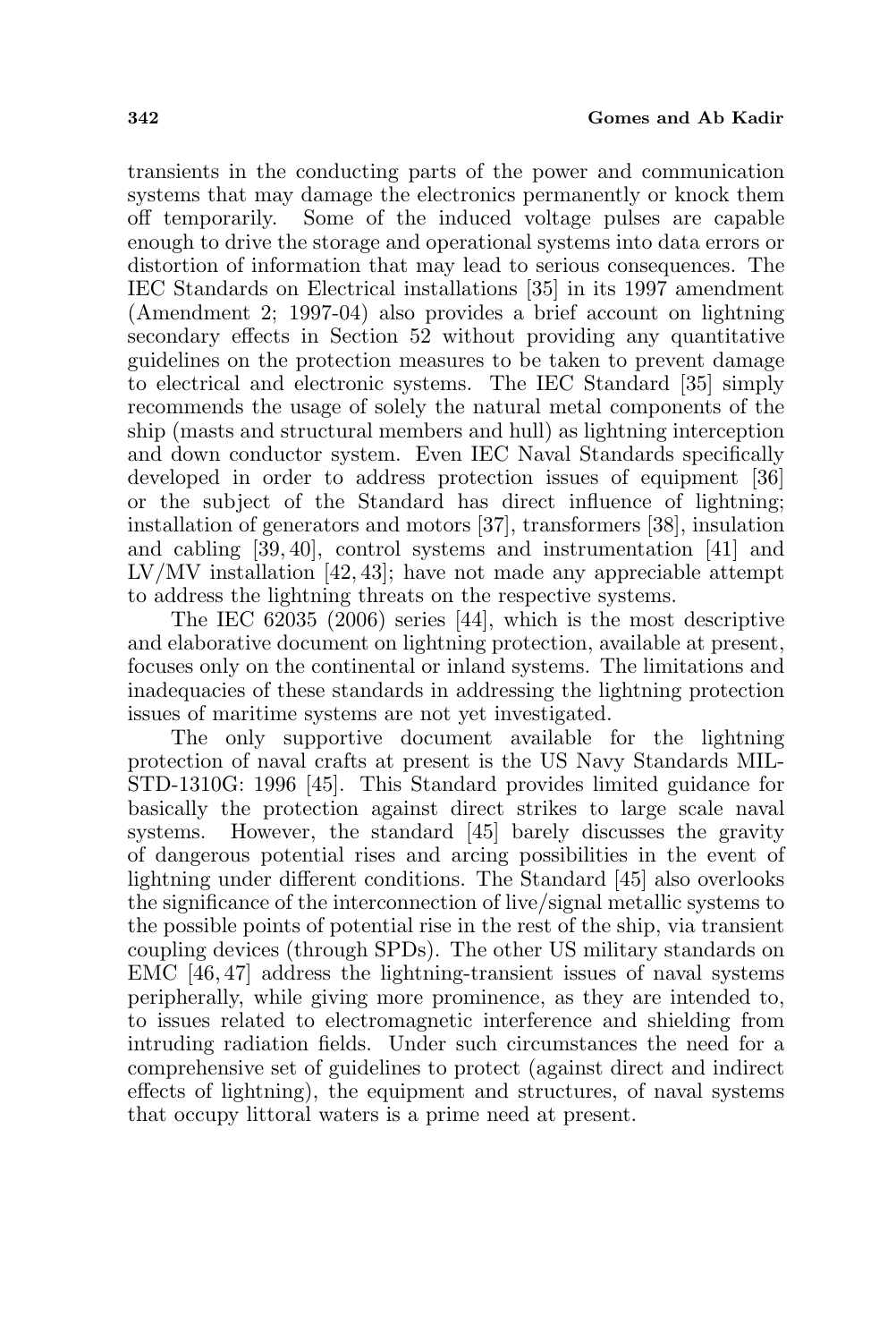transients in the conducting parts of the power and communication systems that may damage the electronics permanently or knock them off temporarily. Some of the induced voltage pulses are capable enough to drive the storage and operational systems into data errors or distortion of information that may lead to serious consequences. The IEC Standards on Electrical installations [35] in its 1997 amendment (Amendment 2; 1997-04) also provides a brief account on lightning secondary effects in Section 52 without providing any quantitative guidelines on the protection measures to be taken to prevent damage to electrical and electronic systems. The IEC Standard [35] simply recommends the usage of solely the natural metal components of the ship (masts and structural members and hull) as lightning interception and down conductor system. Even IEC Naval Standards specifically developed in order to address protection issues of equipment [36] or the subject of the Standard has direct influence of lightning; installation of generators and motors [37], transformers [38], insulation and cabling [39, 40], control systems and instrumentation [41] and LV/MV installation [42, 43]; have not made any appreciable attempt to address the lightning threats on the respective systems.

The IEC 62035 (2006) series [44], which is the most descriptive and elaborative document on lightning protection, available at present, focuses only on the continental or inland systems. The limitations and inadequacies of these standards in addressing the lightning protection issues of maritime systems are not yet investigated.

The only supportive document available for the lightning protection of naval crafts at present is the US Navy Standards MIL-STD-1310G: 1996 [45]. This Standard provides limited guidance for basically the protection against direct strikes to large scale naval systems. However, the standard [45] barely discusses the gravity of dangerous potential rises and arcing possibilities in the event of lightning under different conditions. The Standard [45] also overlooks the significance of the interconnection of live/signal metallic systems to the possible points of potential rise in the rest of the ship, via transient coupling devices (through SPDs). The other US military standards on EMC [46, 47] address the lightning-transient issues of naval systems peripherally, while giving more prominence, as they are intended to, to issues related to electromagnetic interference and shielding from intruding radiation fields. Under such circumstances the need for a comprehensive set of guidelines to protect (against direct and indirect effects of lightning), the equipment and structures, of naval systems that occupy littoral waters is a prime need at present.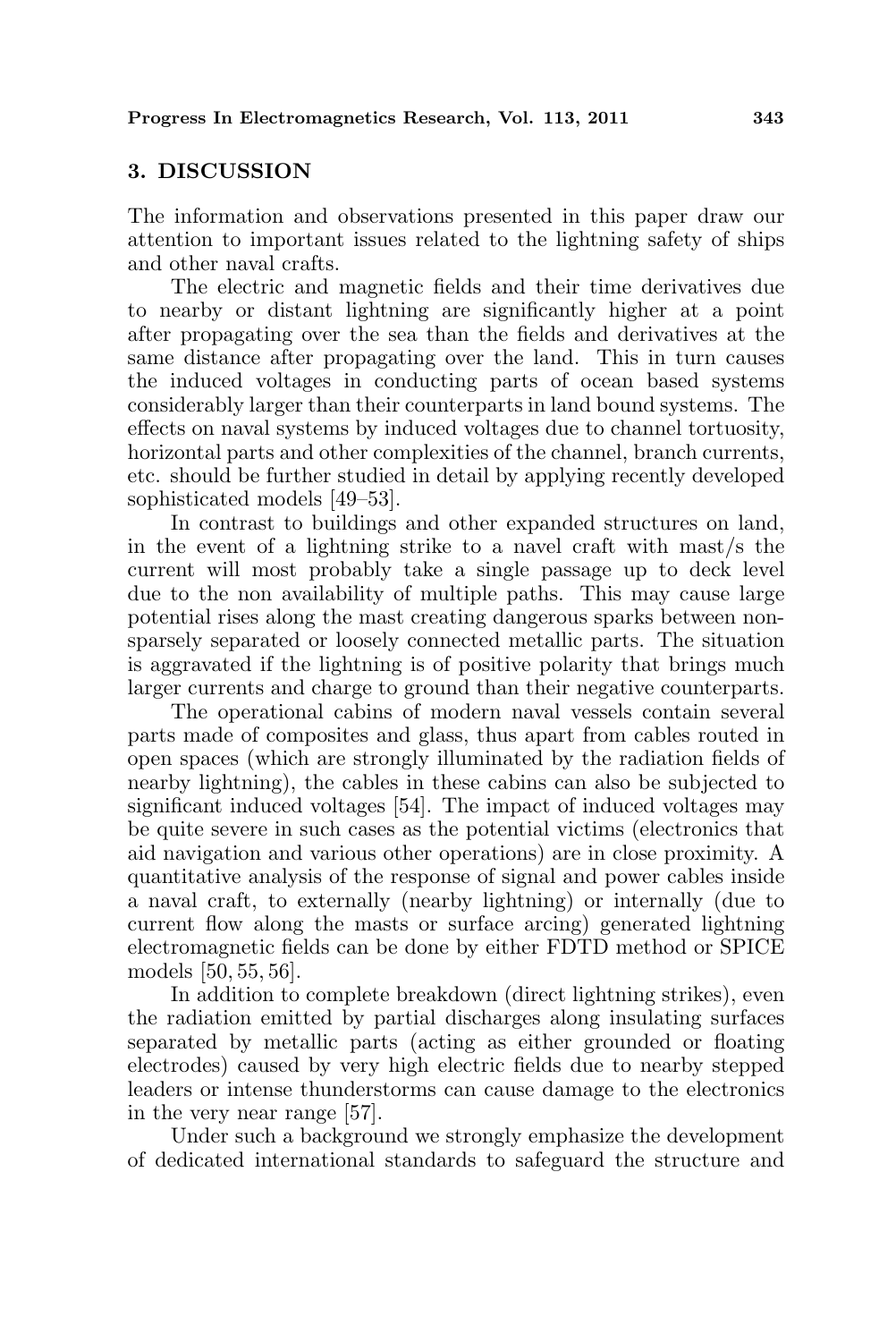## 3. DISCUSSION

The information and observations presented in this paper draw our attention to important issues related to the lightning safety of ships and other naval crafts.

The electric and magnetic fields and their time derivatives due to nearby or distant lightning are significantly higher at a point after propagating over the sea than the fields and derivatives at the same distance after propagating over the land. This in turn causes the induced voltages in conducting parts of ocean based systems considerably larger than their counterparts in land bound systems. The effects on naval systems by induced voltages due to channel tortuosity, horizontal parts and other complexities of the channel, branch currents, etc. should be further studied in detail by applying recently developed sophisticated models [49–53].

In contrast to buildings and other expanded structures on land, in the event of a lightning strike to a navel craft with mast/s the current will most probably take a single passage up to deck level due to the non availability of multiple paths. This may cause large potential rises along the mast creating dangerous sparks between non-sparsely separated or loosely connected metallic parts. The situation is aggravated if the lightning is of positive polarity that brings much larger currents and charge to ground than their negative counterparts.

The operational cabins of modern naval vessels contain several parts made of composites and glass, thus apart from cables routed in open spaces (which are strongly illuminated by the radiation fields of nearby lightning), the cables in these cabins can also be subjected to significant induced voltages [54]. The impact of induced voltages may be quite severe in such cases as the potential victims (electronics that aid navigation and various other operations) are in close proximity. A quantitative analysis of the response of signal and power cables inside a naval craft, to externally (nearby lightning) or internally (due to current flow along the masts or surface arcing) generated lightning electromagnetic fields can be done by either FDTD method or SPICE models [50, 55, 56].

In addition to complete breakdown (direct lightning strikes), even the radiation emitted by partial discharges along insulating surfaces separated by metallic parts (acting as either grounded or floating electrodes) caused by very high electric fields due to nearby stepped leaders or intense thunderstorms can cause damage to the electronics in the very near range [57].

Under such a background we strongly emphasize the development of dedicated international standards to safeguard the structure and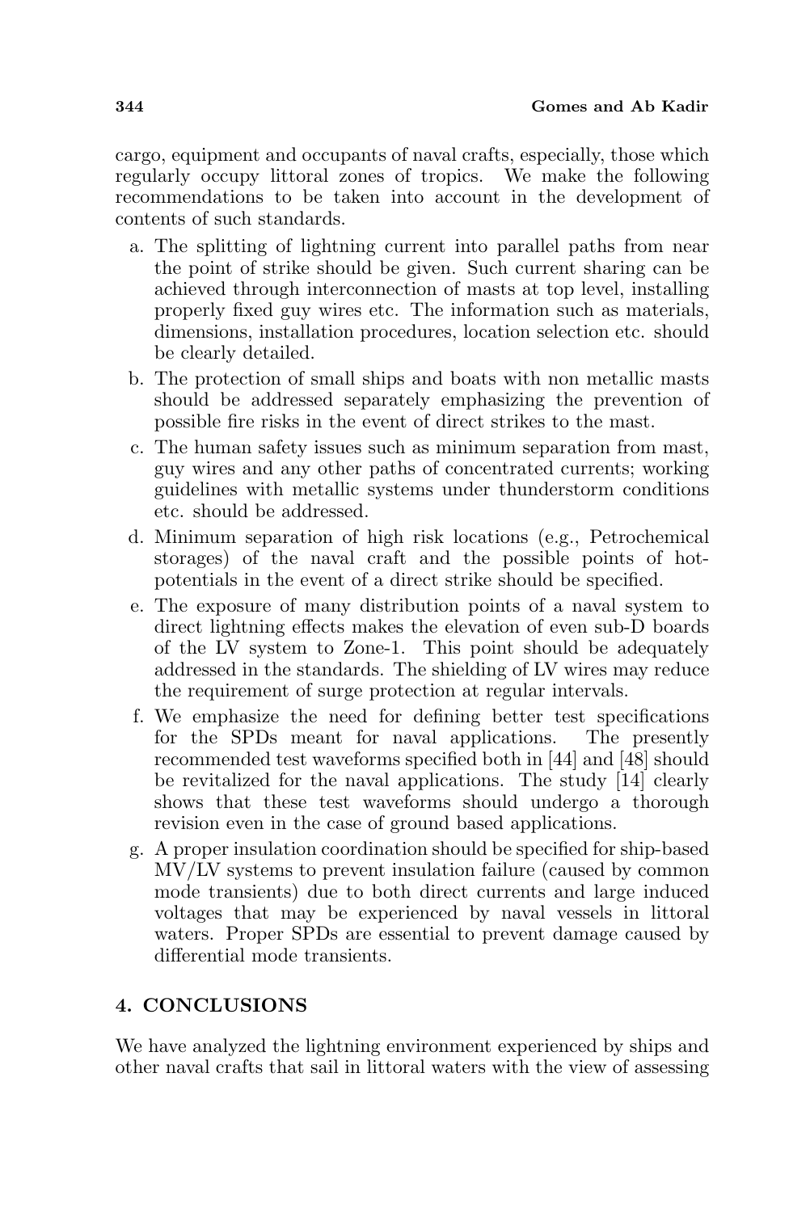cargo, equipment and occupants of naval crafts, especially, those which regularly occupy littoral zones of tropics. We make the following recommendations to be taken into account in the development of contents of such standards.

a. The splitting of lightning current into parallel paths from near the point of strike should be given. Such current sharing can be achieved through interconnection of masts at top level, installing properly fixed guy wires etc. The information such as materials, dimensions, installation procedures, location selection etc. should be clearly detailed.
b. The protection of small ships and boats with non metallic masts should be addressed separately emphasizing the prevention of possible fire risks in the event of direct strikes to the mast.
c. The human safety issues such as minimum separation from mast, guy wires and any other paths of concentrated currents; working guidelines with metallic systems under thunderstorm conditions etc. should be addressed.
d. Minimum separation of high risk locations (e.g., Petrochemical storages) of the naval craft and the possible points of hot-potentials in the event of a direct strike should be specified.
e. The exposure of many distribution points of a naval system to direct lightning effects makes the elevation of even sub-D boards of the LV system to Zone-1. This point should be adequately addressed in the standards. The shielding of LV wires may reduce the requirement of surge protection at regular intervals.
f. We emphasize the need for defining better test specifications for the SPDs meant for naval applications. The presently recommended test waveforms specified both in [44] and [48] should be revitalized for the naval applications. The study [14] clearly shows that these test waveforms should undergo a thorough revision even in the case of ground based applications.
g. A proper insulation coordination should be specified for ship-based MV/LV systems to prevent insulation failure (caused by common mode transients) due to both direct currents and large induced voltages that may be experienced by naval vessels in littoral waters. Proper SPDs are essential to prevent damage caused by differential mode transients.

## 4. CONCLUSIONS

We have analyzed the lightning environment experienced by ships and other naval crafts that sail in littoral waters with the view of assessing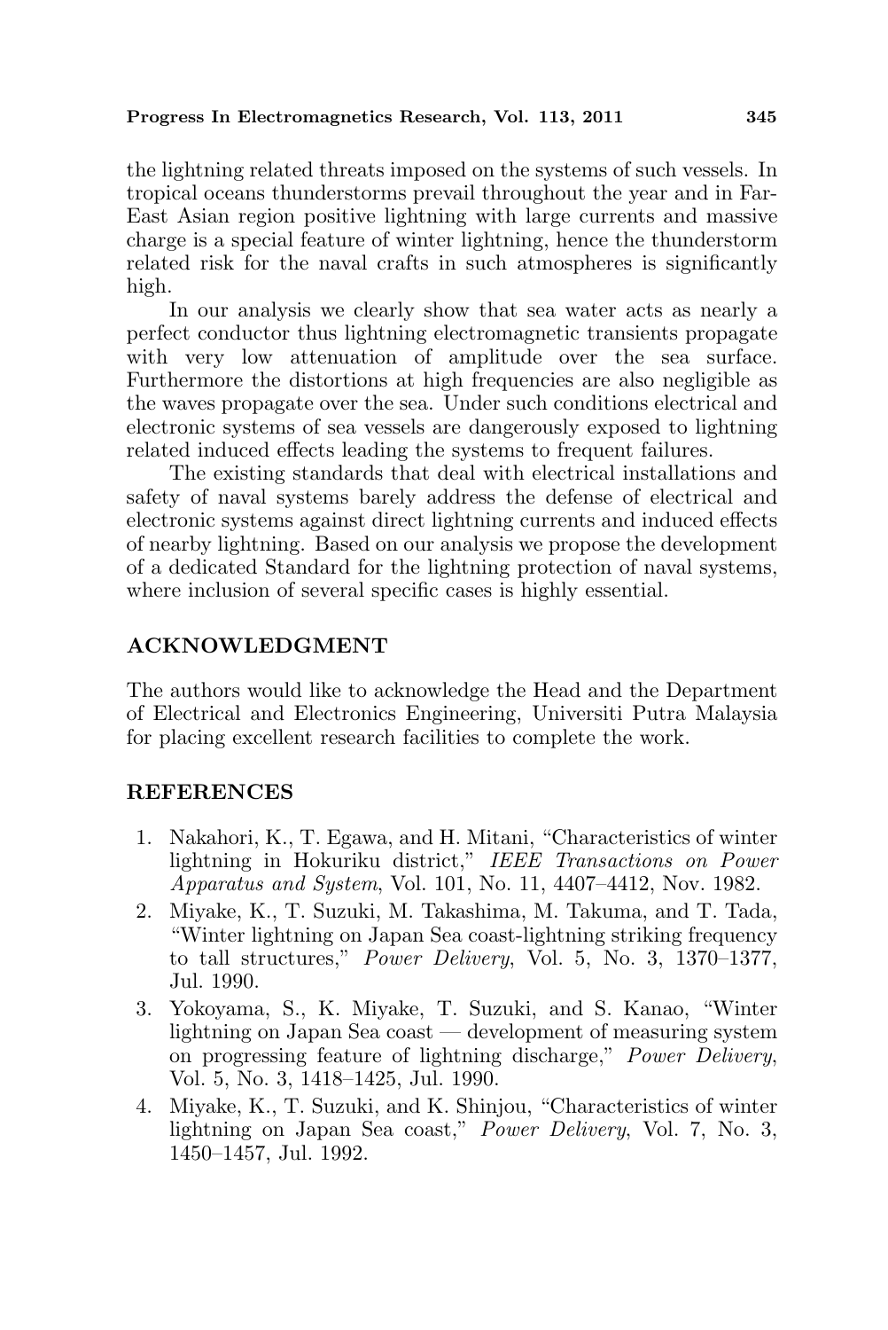the lightning related threats imposed on the systems of such vessels. In tropical oceans thunderstorms prevail throughout the year and in Far-East Asian region positive lightning with large currents and massive charge is a special feature of winter lightning, hence the thunderstorm related risk for the naval crafts in such atmospheres is significantly high.

In our analysis we clearly show that sea water acts as nearly a perfect conductor thus lightning electromagnetic transients propagate with very low attenuation of amplitude over the sea surface. Furthermore the distortions at high frequencies are also negligible as the waves propagate over the sea. Under such conditions electrical and electronic systems of sea vessels are dangerously exposed to lightning related induced effects leading the systems to frequent failures.

The existing standards that deal with electrical installations and safety of naval systems barely address the defense of electrical and electronic systems against direct lightning currents and induced effects of nearby lightning. Based on our analysis we propose the development of a dedicated Standard for the lightning protection of naval systems, where inclusion of several specific cases is highly essential.

## ACKNOWLEDGMENT

The authors would like to acknowledge the Head and the Department of Electrical and Electronics Engineering, Universiti Putra Malaysia for placing excellent research facilities to complete the work.

## REFERENCES

1. Nakahori, K., T. Egawa, and H. Mitani, "Characteristics of winter lightning in Hokuriku district," *IEEE Transactions on Power Apparatus and System*, Vol. 101, No. 11, 4407–4412, Nov. 1982.
2. Miyake, K., T. Suzuki, M. Takashima, M. Takuma, and T. Tada, "Winter lightning on Japan Sea coast-lightning striking frequency to tall structures," *Power Delivery*, Vol. 5, No. 3, 1370–1377, Jul. 1990.
3. Yokoyama, S., K. Miyake, T. Suzuki, and S. Kanao, "Winter lightning on Japan Sea coast — development of measuring system on progressing feature of lightning discharge," *Power Delivery*, Vol. 5, No. 3, 1418–1425, Jul. 1990.
4. Miyake, K., T. Suzuki, and K. Shinjou, "Characteristics of winter lightning on Japan Sea coast," *Power Delivery*, Vol. 7, No. 3, 1450–1457, Jul. 1992.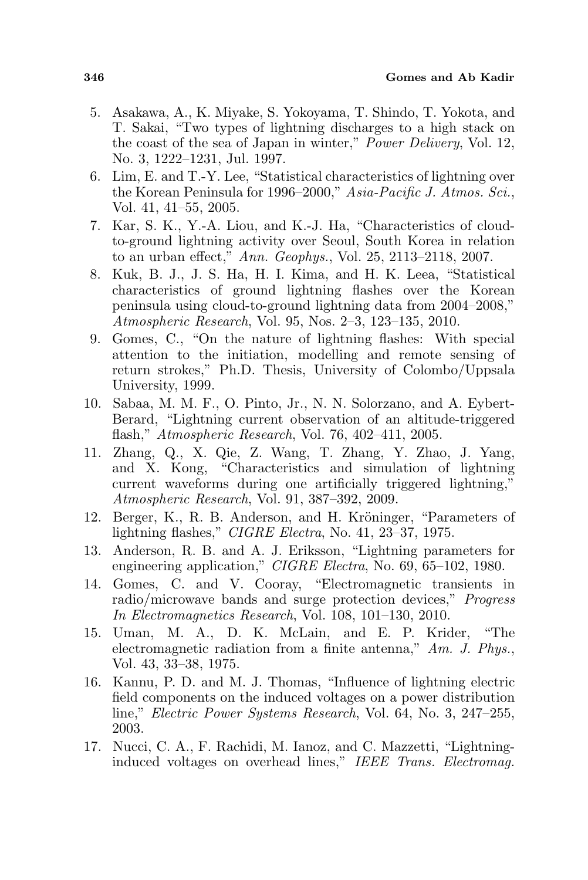5. Asakawa, A., K. Miyake, S. Yokoyama, T. Shindo, T. Yokota, and T. Sakai, "Two types of lightning discharges to a high stack on the coast of the sea of Japan in winter," *Power Delivery*, Vol. 12, No. 3, 1222–1231, Jul. 1997.
6. Lim, E. and T.-Y. Lee, "Statistical characteristics of lightning over the Korean Peninsula for 1996–2000," *Asia-Pacific J. Atmos. Sci.*, Vol. 41, 41–55, 2005.
7. Kar, S. K., Y.-A. Liou, and K.-J. Ha, "Characteristics of cloud-to-ground lightning activity over Seoul, South Korea in relation to an urban effect," *Ann. Geophys.*, Vol. 25, 2113–2118, 2007.
8. Kuk, B. J., J. S. Ha, H. I. Kima, and H. K. Leea, "Statistical characteristics of ground lightning flashes over the Korean peninsula using cloud-to-ground lightning data from 2004–2008," *Atmospheric Research*, Vol. 95, Nos. 2–3, 123–135, 2010.
9. Gomes, C., "On the nature of lightning flashes: With special attention to the initiation, modelling and remote sensing of return strokes," Ph.D. Thesis, University of Colombo/Uppsala University, 1999.
10. Sabaa, M. M. F., O. Pinto, Jr., N. N. Solorzano, and A. Eybert-Berard, "Lightning current observation of an altitude-triggered flash," *Atmospheric Research*, Vol. 76, 402–411, 2005.
11. Zhang, Q., X. Qie, Z. Wang, T. Zhang, Y. Zhao, J. Yang, and X. Kong, "Characteristics and simulation of lightning current waveforms during one artificially triggered lightning," *Atmospheric Research*, Vol. 91, 387–392, 2009.
12. Berger, K., R. B. Anderson, and H. Kröninger, "Parameters of lightning flashes," *CIGRE Electra*, No. 41, 23–37, 1975.
13. Anderson, R. B. and A. J. Eriksson, "Lightning parameters for engineering application," *CIGRE Electra*, No. 69, 65–102, 1980.
14. Gomes, C. and V. Cooray, "Electromagnetic transients in radio/microwave bands and surge protection devices," *Progress In Electromagnetics Research*, Vol. 108, 101–130, 2010.
15. Uman, M. A., D. K. McLain, and E. P. Krider, "The electromagnetic radiation from a finite antenna," *Am. J. Phys.*, Vol. 43, 33–38, 1975.
16. Kannu, P. D. and M. J. Thomas, "Influence of lightning electric field components on the induced voltages on a power distribution line," *Electric Power Systems Research*, Vol. 64, No. 3, 247–255, 2003.
17. Nucci, C. A., F. Rachidi, M. Ianoz, and C. Mazzetti, "Lightning-induced voltages on overhead lines," *IEEE Trans. Electromag.*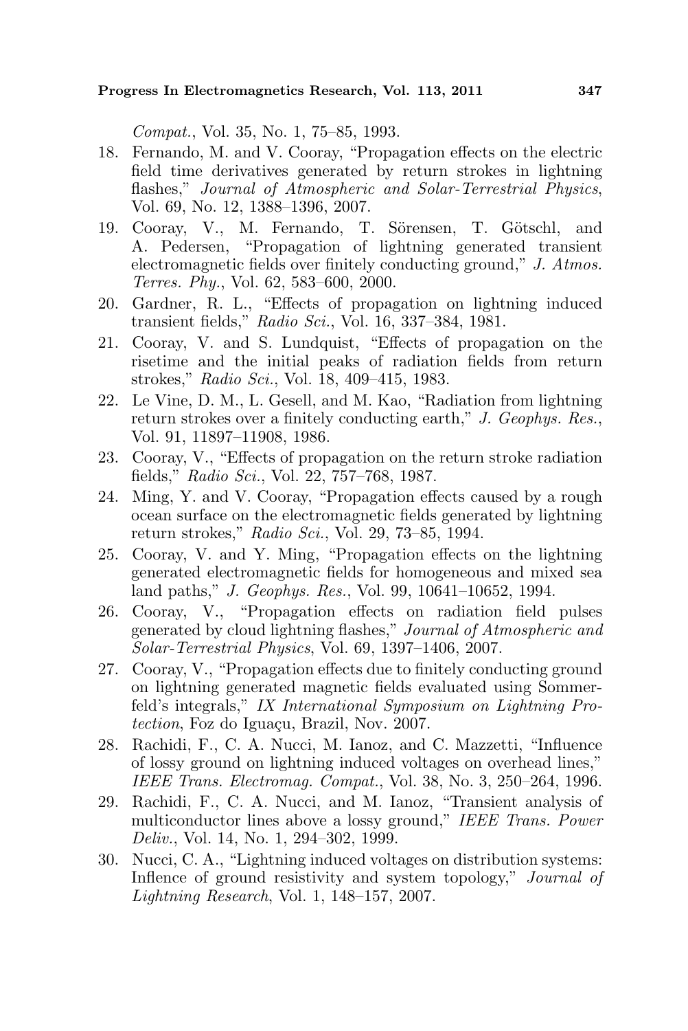*Compat.*, Vol. 35, No. 1, 75–85, 1993.

18. Fernando, M. and V. Cooray, "Propagation effects on the electric field time derivatives generated by return strokes in lightning flashes," *Journal of Atmospheric and Solar-Terrestrial Physics*, Vol. 69, No. 12, 1388–1396, 2007.
19. Cooray, V., M. Fernando, T. Sörensen, T. Götschl, and A. Pedersen, "Propagation of lightning generated transient electromagnetic fields over finitely conducting ground," *J. Atmos. Terres. Phy.*, Vol. 62, 583–600, 2000.
20. Gardner, R. L., "Effects of propagation on lightning induced transient fields," *Radio Sci.*, Vol. 16, 337–384, 1981.
21. Cooray, V. and S. Lundquist, "Effects of propagation on the risetime and the initial peaks of radiation fields from return strokes," *Radio Sci.*, Vol. 18, 409–415, 1983.
22. Le Vine, D. M., L. Gesell, and M. Kao, "Radiation from lightning return strokes over a finitely conducting earth," *J. Geophys. Res.*, Vol. 91, 11897–11908, 1986.
23. Cooray, V., "Effects of propagation on the return stroke radiation fields," *Radio Sci.*, Vol. 22, 757–768, 1987.
24. Ming, Y. and V. Cooray, "Propagation effects caused by a rough ocean surface on the electromagnetic fields generated by lightning return strokes," *Radio Sci.*, Vol. 29, 73–85, 1994.
25. Cooray, V. and Y. Ming, "Propagation effects on the lightning generated electromagnetic fields for homogeneous and mixed sea land paths," *J. Geophys. Res.*, Vol. 99, 10641–10652, 1994.
26. Cooray, V., "Propagation effects on radiation field pulses generated by cloud lightning flashes," *Journal of Atmospheric and Solar-Terrestrial Physics*, Vol. 69, 1397–1406, 2007.
27. Cooray, V., "Propagation effects due to finitely conducting ground on lightning generated magnetic fields evaluated using Sommerfeld's integrals," *IX International Symposium on Lightning Protection*, Foz do Iguaçu, Brazil, Nov. 2007.
28. Rachidi, F., C. A. Nucci, M. Ianoz, and C. Mazzetti, "Influence of lossy ground on lightning induced voltages on overhead lines," *IEEE Trans. Electromag. Compat.*, Vol. 38, No. 3, 250–264, 1996.
29. Rachidi, F., C. A. Nucci, and M. Ianoz, "Transient analysis of multiconductor lines above a lossy ground," *IEEE Trans. Power Deliv.*, Vol. 14, No. 1, 294–302, 1999.
30. Nucci, C. A., "Lightning induced voltages on distribution systems: Inflence of ground resistivity and system topology," *Journal of Lightning Research*, Vol. 1, 148–157, 2007.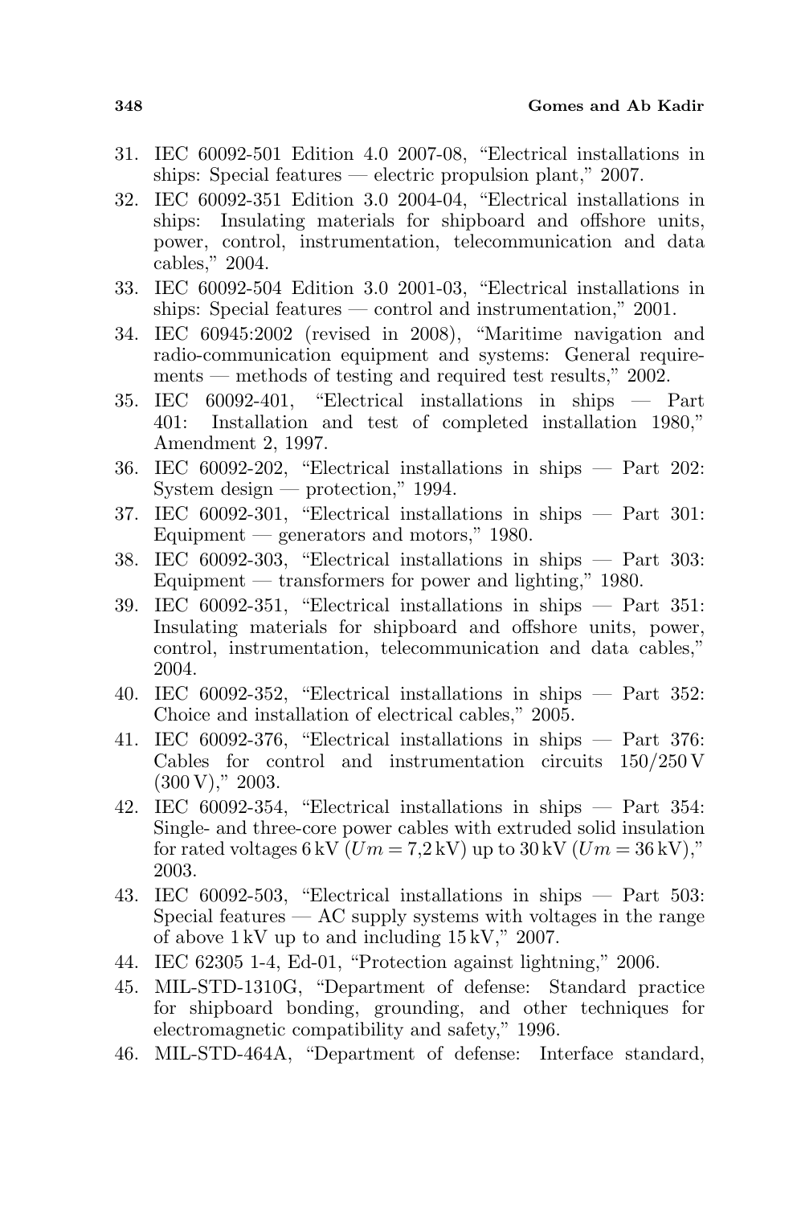31. IEC 60092-501 Edition 4.0 2007-08, "Electrical installations in ships: Special features — electric propulsion plant," 2007.
32. IEC 60092-351 Edition 3.0 2004-04, "Electrical installations in ships: Insulating materials for shipboard and offshore units, power, control, instrumentation, telecommunication and data cables," 2004.
33. IEC 60092-504 Edition 3.0 2001-03, "Electrical installations in ships: Special features — control and instrumentation," 2001.
34. IEC 60945:2002 (revised in 2008), "Maritime navigation and radio-communication equipment and systems: General requirements — methods of testing and required test results," 2002.
35. IEC 60092-401, "Electrical installations in ships — Part 401: Installation and test of completed installation 1980," Amendment 2, 1997.
36. IEC 60092-202, "Electrical installations in ships — Part 202: System design — protection," 1994.
37. IEC 60092-301, "Electrical installations in ships — Part 301: Equipment — generators and motors," 1980.
38. IEC 60092-303, "Electrical installations in ships — Part 303: Equipment — transformers for power and lighting," 1980.
39. IEC 60092-351, "Electrical installations in ships — Part 351: Insulating materials for shipboard and offshore units, power, control, instrumentation, telecommunication and data cables," 2004.
40. IEC 60092-352, "Electrical installations in ships — Part 352: Choice and installation of electrical cables," 2005.
41. IEC 60092-376, "Electrical installations in ships — Part 376: Cables for control and instrumentation circuits 150/250 V (300 V)," 2003.
42. IEC 60092-354, "Electrical installations in ships — Part 354: Single- and three-core power cables with extruded solid insulation for rated voltages 6 kV ($Um = 7{,}2$ kV) up to 30 kV ($Um = 36$ kV)," 2003.
43. IEC 60092-503, "Electrical installations in ships — Part 503: Special features — AC supply systems with voltages in the range of above 1 kV up to and including 15 kV," 2007.
44. IEC 62305 1-4, Ed-01, "Protection against lightning," 2006.
45. MIL-STD-1310G, "Department of defense: Standard practice for shipboard bonding, grounding, and other techniques for electromagnetic compatibility and safety," 1996.
46. MIL-STD-464A, "Department of defense: Interface standard,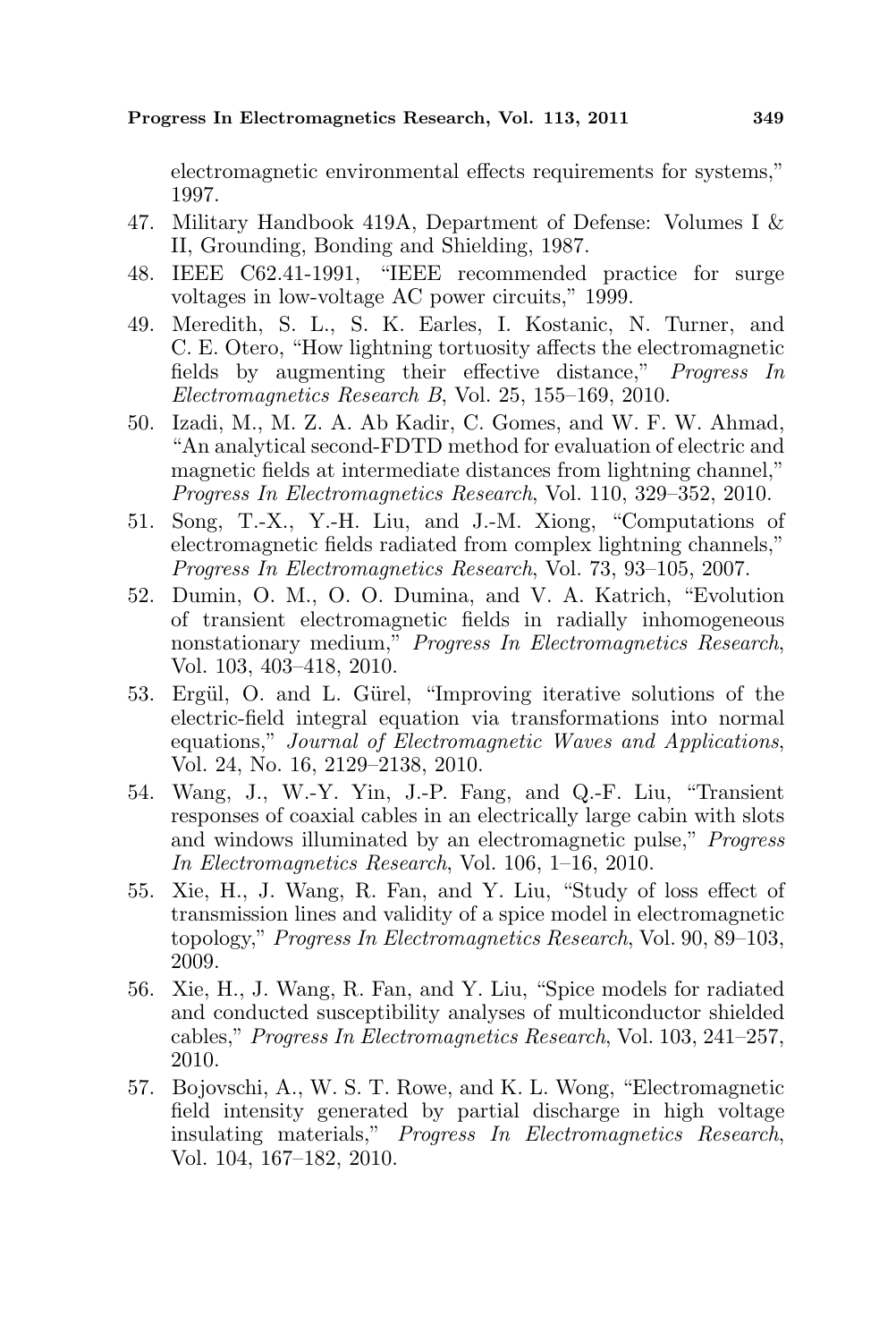electromagnetic environmental effects requirements for systems," 1997.

47. Military Handbook 419A, Department of Defense: Volumes I & II, Grounding, Bonding and Shielding, 1987.
48. IEEE C62.41-1991, "IEEE recommended practice for surge voltages in low-voltage AC power circuits," 1999.
49. Meredith, S. L., S. K. Earles, I. Kostanic, N. Turner, and C. E. Otero, "How lightning tortuosity affects the electromagnetic fields by augmenting their effective distance," *Progress In Electromagnetics Research B*, Vol. 25, 155–169, 2010.
50. Izadi, M., M. Z. A. Ab Kadir, C. Gomes, and W. F. W. Ahmad, "An analytical second-FDTD method for evaluation of electric and magnetic fields at intermediate distances from lightning channel," *Progress In Electromagnetics Research*, Vol. 110, 329–352, 2010.
51. Song, T.-X., Y.-H. Liu, and J.-M. Xiong, "Computations of electromagnetic fields radiated from complex lightning channels," *Progress In Electromagnetics Research*, Vol. 73, 93–105, 2007.
52. Dumin, O. M., O. O. Dumina, and V. A. Katrich, "Evolution of transient electromagnetic fields in radially inhomogeneous nonstationary medium," *Progress In Electromagnetics Research*, Vol. 103, 403–418, 2010.
53. Ergül, O. and L. Gürel, "Improving iterative solutions of the electric-field integral equation via transformations into normal equations," *Journal of Electromagnetic Waves and Applications*, Vol. 24, No. 16, 2129–2138, 2010.
54. Wang, J., W.-Y. Yin, J.-P. Fang, and Q.-F. Liu, "Transient responses of coaxial cables in an electrically large cabin with slots and windows illuminated by an electromagnetic pulse," *Progress In Electromagnetics Research*, Vol. 106, 1–16, 2010.
55. Xie, H., J. Wang, R. Fan, and Y. Liu, "Study of loss effect of transmission lines and validity of a spice model in electromagnetic topology," *Progress In Electromagnetics Research*, Vol. 90, 89–103, 2009.
56. Xie, H., J. Wang, R. Fan, and Y. Liu, "Spice models for radiated and conducted susceptibility analyses of multiconductor shielded cables," *Progress In Electromagnetics Research*, Vol. 103, 241–257, 2010.
57. Bojovschi, A., W. S. T. Rowe, and K. L. Wong, "Electromagnetic field intensity generated by partial discharge in high voltage insulating materials," *Progress In Electromagnetics Research*, Vol. 104, 167–182, 2010.